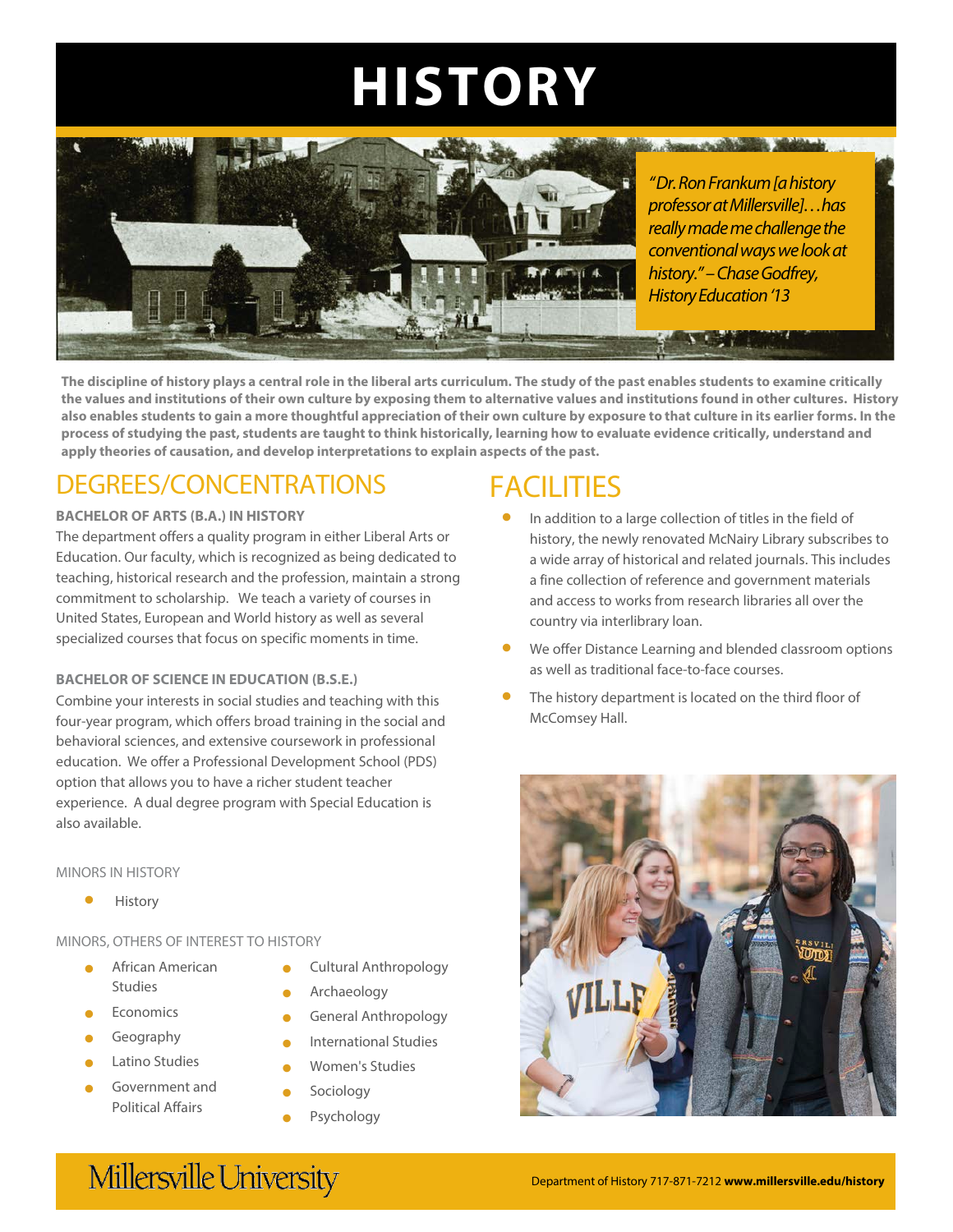# HISTORY

*"Dr. Ron Frankum [a history professor at Millersville]…has really made me challenge the conventional ways we look at history." – Chase Godfrey, History Education '13*

**The discipline of history plays a central role in the liberal arts curriculum. The study of the past enables students to examine critically the values and institutions of their own culture by exposing them to alternative values and institutions found in other cultures. History also enables students to gain a more thoughtful appreciation of their own culture by exposure to that culture in its earlier forms. In the process of studying the past, students are taught to think historically, learning how to evaluate evidence critically, understand and apply theories of causation, and develop interpretations to explain aspects of the past.**

## DEGREES/CONCENTRATIONS

**BACHELOR OF ARTS (B.A.) IN HISTORY**

The department offers a quality program in either Liberal Arts or Education. Our faculty, which is recognized as being dedicated to teaching, historical research and the profession, maintain a strong commitment to scholarship. We teach a variety of courses in United States, European and World history as well as several specialized courses that focus on specific moments in time.

**BACHELOR OF SCIENCE IN EDUCATION (B.S.E.)**

Combine your interests in social studies and teaching with this four-year program, which offers broad training in the social and behavioral sciences, and extensive coursework in professional education. We offer a Professional Development School (PDS) option that allows you to have a richer student teacher experience. A dual degree program with Special Education is also available.

MINORS IN HISTORY

- History

MINORS, OTHERS OF INTEREST TO HISTORY

- African American Studies
- Economics
- Geography
- Latino Studies
- Government and Political Affairs
- Cultural Anthropology
- Archaeology
- General Anthropology
- International Studies
- Women's Studies
- Sociology
- Psychology

## FACILITIES

- In addition to a large collection of titles in the field of history, the newly renovated McNairy Library subscribes to a wide array of historical and related journals. This includes a fine collection of reference and government materials and access to works from research libraries all over the country via interlibrary loan.
- We offer Distance Learning and blended classroom options as well as traditional face-to-face courses.
- The history department is located on the third floor of McComsey Hall.

Millersville University

Department of History 717-871-7212 **www.millersville.edu/history**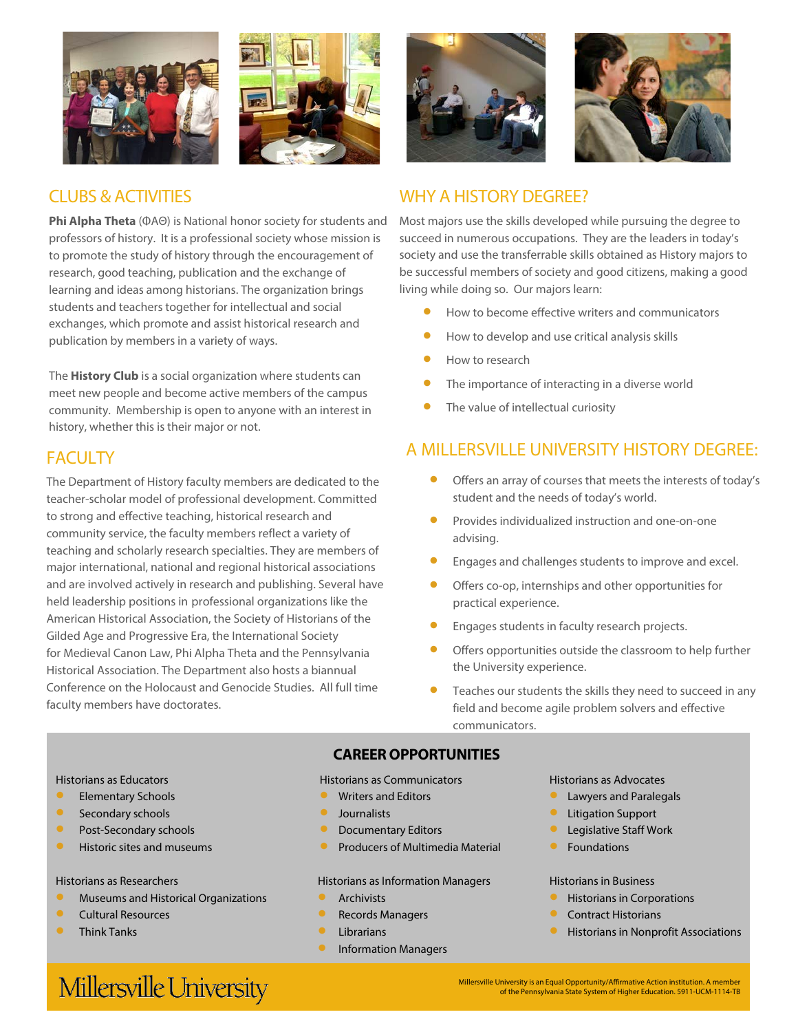## CLUBS & ACTIVITIES

**Phi Alpha Theta** (ΦΑΘ) is National honor society for students and professors of history. It is a professional society whose mission is to promote the study of history through the encouragement of research, good teaching, publication and the exchange of learning and ideas among historians. The organization brings students and teachers together for intellectual and social exchanges, which promote and assist historical research and publication by members in a variety of ways.

The **History Club** is a social organization where students can meet new people and become active members of the campus community. Membership is open to anyone with an interest in history, whether this is their major or not.

## FACULTY

The Department of History faculty members are dedicated to the teacher-scholar model of professional development. Committed to strong and effective teaching, historical research and community service, the faculty members reflect a variety of teaching and scholarly research specialties. They are members of major international, national and regional historical associations and are involved actively in research and publishing. Several have held leadership positions in professional organizations like the American Historical Association, the Society of Historians of the Gilded Age and Progressive Era, the International Society for Medieval Canon Law, Phi Alpha Theta and the Pennsylvania Historical Association. The Department also hosts a biannual Conference on the Holocaust and Genocide Studies. All full time faculty members have doctorates.

## WHY A HISTORY DEGREE?

Most majors use the skills developed while pursuing the degree to succeed in numerous occupations. They are the leaders in today's society and use the transferrable skills obtained as History majors to be successful members of society and good citizens, making a good living while doing so. Our majors learn:

- How to become effective writers and communicators
- How to develop and use critical analysis skills
- How to research
- The importance of interacting in a diverse world
- The value of intellectual curiosity

## A MILLERSVILLE UNIVERSITY HISTORY DEGREE:

- Offers an array of courses that meets the interests of today's student and the needs of today's world.
- Provides individualized instruction and one-on-one advising.
- Engages and challenges students to improve and excel.
- Offers co-op, internships and other opportunities for practical experience.
- Engages students in faculty research projects.
- Offers opportunities outside the classroom to help further the University experience.
- Teaches our students the skills they need to succeed in any field and become agile problem solvers and effective communicators.

## CAREER OPPORTUNITIES

Historians as Educators
- Elementary Schools
- Secondary schools
- Post-Secondary schools
- Historic sites and museums

Historians as Researchers
- Museums and Historical Organizations
- Cultural Resources
- Think Tanks

Historians as Communicators
- Writers and Editors
- Journalists
- Documentary Editors
- Producers of Multimedia Material

Historians as Information Managers
- Archivists
- Records Managers
- Librarians
- Information Managers

Historians as Advocates
- Lawyers and Paralegals
- Litigation Support
- Legislative Staff Work
- Foundations

Historians in Business
- Historians in Corporations
- Contract Historians
- Historians in Nonprofit Associations

Millersville University

Millersville University is an Equal Opportunity/Affirmative Action institution. A member of the Pennsylvania State System of Higher Education. 5911-UCM-1114-TB